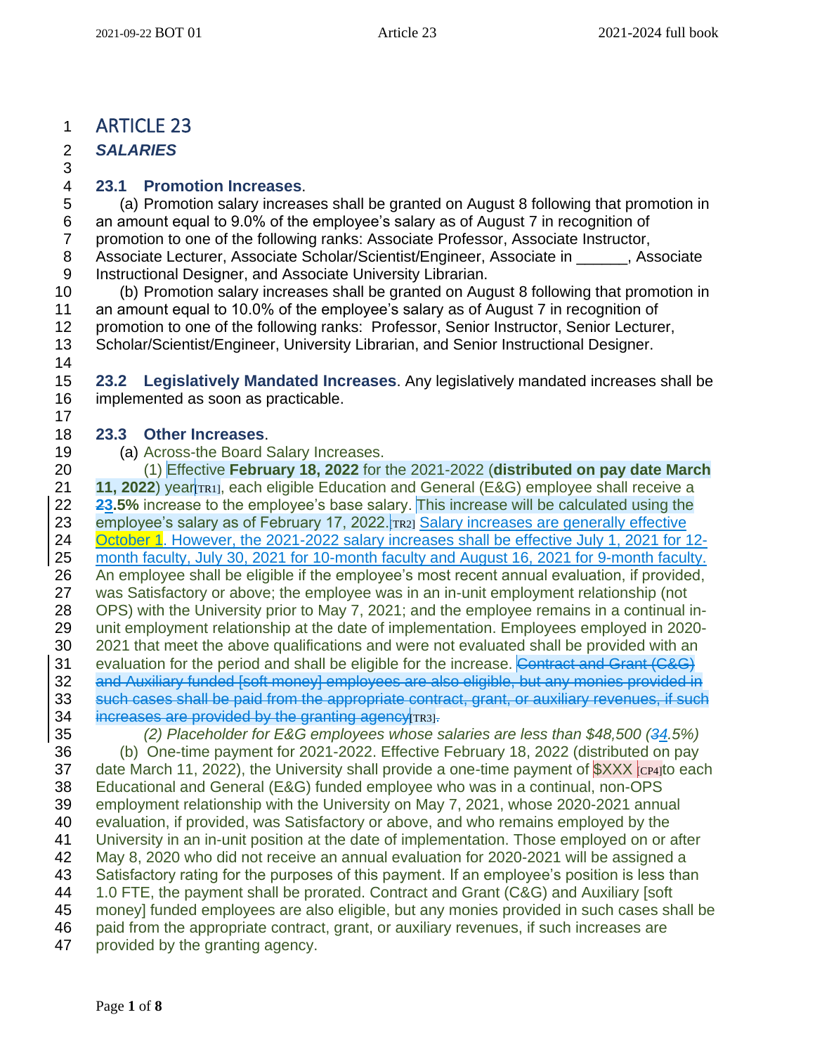# ARTICLE 23

## *SALARIES*

### 23.1 Promotion Increases.

(a) Promotion salary increases shall be granted on August 8 following that promotion in an amount equal to 9.0% of the employee's salary as of August 7 in recognition of promotion to one of the following ranks: Associate Professor, Associate Instructor, Associate Lecturer, Associate Scholar/Scientist/Engineer, Associate in ______, Associate Instructional Designer, and Associate University Librarian.

(b) Promotion salary increases shall be granted on August 8 following that promotion in an amount equal to 10.0% of the employee's salary as of August 7 in recognition of promotion to one of the following ranks: Professor, Senior Instructor, Senior Lecturer, Scholar/Scientist/Engineer, University Librarian, and Senior Instructional Designer.

### 23.2 Legislatively Mandated Increases.

Any legislatively mandated increases shall be implemented as soon as practicable.

### 23.3 Other Increases.

(a) Across-the Board Salary Increases.

(1) Effective **February 18, 2022** for the 2021-2022 (**distributed on pay date March 11, 2022**) year[TR1], each eligible Education and General (E&G) employee shall receive a ~~2~~**3.5%** increase to the employee's base salary. This increase will be calculated using the employee's salary as of February 17, 2022.[TR2] Salary increases are generally effective October 1. However, the 2021-2022 salary increases shall be effective July 1, 2021 for 12-month faculty, July 30, 2021 for 10-month faculty and August 16, 2021 for 9-month faculty. An employee shall be eligible if the employee's most recent annual evaluation, if provided, was Satisfactory or above; the employee was in an in-unit employment relationship (not OPS) with the University prior to May 7, 2021; and the employee remains in a continual in-unit employment relationship at the date of implementation. Employees employed in 2020-2021 that meet the above qualifications and were not evaluated shall be provided with an evaluation for the period and shall be eligible for the increase. ~~Contract and Grant (C&G) and Auxiliary funded [soft money] employees are also eligible, but any monies provided in such cases shall be paid from the appropriate contract, grant, or auxiliary revenues, if such increases are provided by the granting agency~~[TR3]~~.~~

*(2) Placeholder for E&G employees whose salaries are less than $48,500 (~~3~~4.5%)*

(b) One-time payment for 2021-2022. Effective February 18, 2022 (distributed on pay date March 11, 2022), the University shall provide a one-time payment of $XXX [CP4]to each Educational and General (E&G) funded employee who was in a continual, non-OPS employment relationship with the University on May 7, 2021, whose 2020-2021 annual evaluation, if provided, was Satisfactory or above, and who remains employed by the University in an in-unit position at the date of implementation. Those employed on or after May 8, 2020 who did not receive an annual evaluation for 2020-2021 will be assigned a Satisfactory rating for the purposes of this payment. If an employee's position is less than 1.0 FTE, the payment shall be prorated. Contract and Grant (C&G) and Auxiliary [soft money] funded employees are also eligible, but any monies provided in such cases shall be paid from the appropriate contract, grant, or auxiliary revenues, if such increases are provided by the granting agency.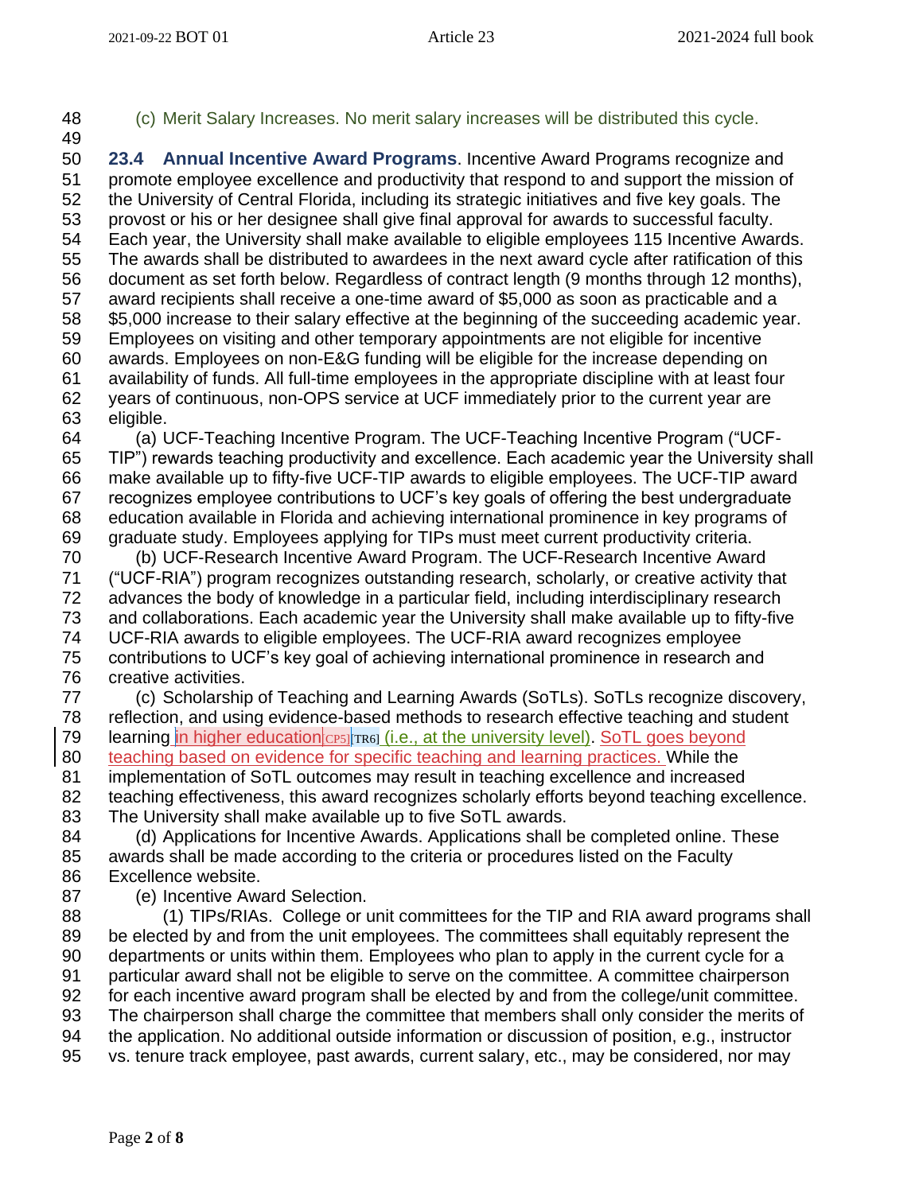(c) Merit Salary Increases. No merit salary increases will be distributed this cycle.

**23.4 Annual Incentive Award Programs**. Incentive Award Programs recognize and promote employee excellence and productivity that respond to and support the mission of the University of Central Florida, including its strategic initiatives and five key goals. The provost or his or her designee shall give final approval for awards to successful faculty. Each year, the University shall make available to eligible employees 115 Incentive Awards. The awards shall be distributed to awardees in the next award cycle after ratification of this document as set forth below. Regardless of contract length (9 months through 12 months), award recipients shall receive a one-time award of $5,000 as soon as practicable and a $5,000 increase to their salary effective at the beginning of the succeeding academic year. Employees on visiting and other temporary appointments are not eligible for incentive awards. Employees on non-E&G funding will be eligible for the increase depending on availability of funds. All full-time employees in the appropriate discipline with at least four years of continuous, non-OPS service at UCF immediately prior to the current year are eligible.

(a) UCF-Teaching Incentive Program. The UCF-Teaching Incentive Program ("UCF-TIP") rewards teaching productivity and excellence. Each academic year the University shall make available up to fifty-five UCF-TIP awards to eligible employees. The UCF-TIP award recognizes employee contributions to UCF's key goals of offering the best undergraduate education available in Florida and achieving international prominence in key programs of graduate study. Employees applying for TIPs must meet current productivity criteria.

(b) UCF-Research Incentive Award Program. The UCF-Research Incentive Award ("UCF-RIA") program recognizes outstanding research, scholarly, or creative activity that advances the body of knowledge in a particular field, including interdisciplinary research and collaborations. Each academic year the University shall make available up to fifty-five UCF-RIA awards to eligible employees. The UCF-RIA award recognizes employee contributions to UCF's key goal of achieving international prominence in research and creative activities.

(c) Scholarship of Teaching and Learning Awards (SoTLs). SoTLs recognize discovery, reflection, and using evidence-based methods to research effective teaching and student learning in higher education[CP5][TR6] (i.e., at the university level). SoTL goes beyond teaching based on evidence for specific teaching and learning practices. While the implementation of SoTL outcomes may result in teaching excellence and increased teaching effectiveness, this award recognizes scholarly efforts beyond teaching excellence. The University shall make available up to five SoTL awards.

(d) Applications for Incentive Awards. Applications shall be completed online. These awards shall be made according to the criteria or procedures listed on the Faculty Excellence website.

(e) Incentive Award Selection.

(1) TIPs/RIAs. College or unit committees for the TIP and RIA award programs shall be elected by and from the unit employees. The committees shall equitably represent the departments or units within them. Employees who plan to apply in the current cycle for a particular award shall not be eligible to serve on the committee. A committee chairperson for each incentive award program shall be elected by and from the college/unit committee. The chairperson shall charge the committee that members shall only consider the merits of the application. No additional outside information or discussion of position, e.g., instructor vs. tenure track employee, past awards, current salary, etc., may be considered, nor may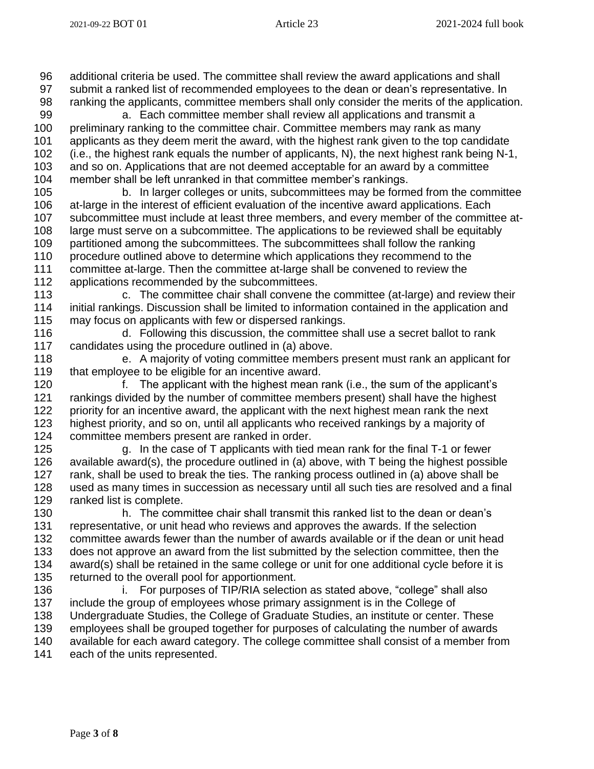additional criteria be used. The committee shall review the award applications and shall submit a ranked list of recommended employees to the dean or dean's representative. In ranking the applicants, committee members shall only consider the merits of the application.

a. Each committee member shall review all applications and transmit a preliminary ranking to the committee chair. Committee members may rank as many applicants as they deem merit the award, with the highest rank given to the top candidate (i.e., the highest rank equals the number of applicants, N), the next highest rank being N-1, and so on. Applications that are not deemed acceptable for an award by a committee member shall be left unranked in that committee member's rankings.

b. In larger colleges or units, subcommittees may be formed from the committee at-large in the interest of efficient evaluation of the incentive award applications. Each subcommittee must include at least three members, and every member of the committee at-large must serve on a subcommittee. The applications to be reviewed shall be equitably partitioned among the subcommittees. The subcommittees shall follow the ranking procedure outlined above to determine which applications they recommend to the committee at-large. Then the committee at-large shall be convened to review the applications recommended by the subcommittees.

c. The committee chair shall convene the committee (at-large) and review their initial rankings. Discussion shall be limited to information contained in the application and may focus on applicants with few or dispersed rankings.

d. Following this discussion, the committee shall use a secret ballot to rank candidates using the procedure outlined in (a) above.

e. A majority of voting committee members present must rank an applicant for that employee to be eligible for an incentive award.

f. The applicant with the highest mean rank (i.e., the sum of the applicant's rankings divided by the number of committee members present) shall have the highest priority for an incentive award, the applicant with the next highest mean rank the next highest priority, and so on, until all applicants who received rankings by a majority of committee members present are ranked in order.

g. In the case of T applicants with tied mean rank for the final T-1 or fewer available award(s), the procedure outlined in (a) above, with T being the highest possible rank, shall be used to break the ties. The ranking process outlined in (a) above shall be used as many times in succession as necessary until all such ties are resolved and a final ranked list is complete.

h. The committee chair shall transmit this ranked list to the dean or dean's representative, or unit head who reviews and approves the awards. If the selection committee awards fewer than the number of awards available or if the dean or unit head does not approve an award from the list submitted by the selection committee, then the award(s) shall be retained in the same college or unit for one additional cycle before it is returned to the overall pool for apportionment.

i. For purposes of TIP/RIA selection as stated above, "college" shall also include the group of employees whose primary assignment is in the College of Undergraduate Studies, the College of Graduate Studies, an institute or center. These employees shall be grouped together for purposes of calculating the number of awards available for each award category. The college committee shall consist of a member from each of the units represented.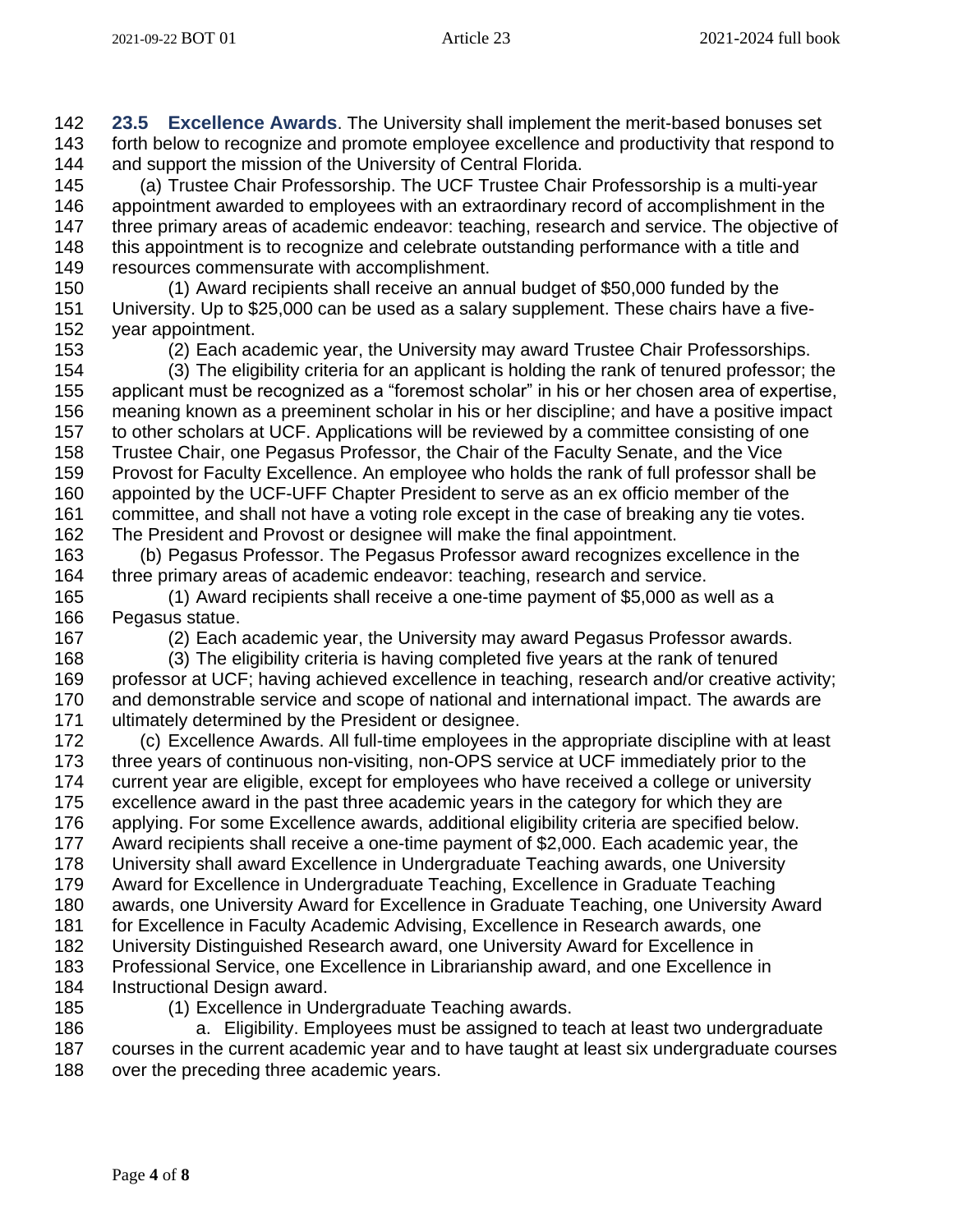**23.5 Excellence Awards**. The University shall implement the merit-based bonuses set forth below to recognize and promote employee excellence and productivity that respond to and support the mission of the University of Central Florida.

(a) Trustee Chair Professorship. The UCF Trustee Chair Professorship is a multi-year appointment awarded to employees with an extraordinary record of accomplishment in the three primary areas of academic endeavor: teaching, research and service. The objective of this appointment is to recognize and celebrate outstanding performance with a title and resources commensurate with accomplishment.

(1) Award recipients shall receive an annual budget of $50,000 funded by the University. Up to $25,000 can be used as a salary supplement. These chairs have a five-year appointment.

(2) Each academic year, the University may award Trustee Chair Professorships.

(3) The eligibility criteria for an applicant is holding the rank of tenured professor; the applicant must be recognized as a "foremost scholar" in his or her chosen area of expertise, meaning known as a preeminent scholar in his or her discipline; and have a positive impact to other scholars at UCF. Applications will be reviewed by a committee consisting of one Trustee Chair, one Pegasus Professor, the Chair of the Faculty Senate, and the Vice Provost for Faculty Excellence. An employee who holds the rank of full professor shall be appointed by the UCF-UFF Chapter President to serve as an ex officio member of the committee, and shall not have a voting role except in the case of breaking any tie votes. The President and Provost or designee will make the final appointment.

(b) Pegasus Professor. The Pegasus Professor award recognizes excellence in the three primary areas of academic endeavor: teaching, research and service.

(1) Award recipients shall receive a one-time payment of $5,000 as well as a Pegasus statue.

(2) Each academic year, the University may award Pegasus Professor awards.

(3) The eligibility criteria is having completed five years at the rank of tenured professor at UCF; having achieved excellence in teaching, research and/or creative activity; and demonstrable service and scope of national and international impact. The awards are ultimately determined by the President or designee.

(c) Excellence Awards. All full-time employees in the appropriate discipline with at least three years of continuous non-visiting, non-OPS service at UCF immediately prior to the current year are eligible, except for employees who have received a college or university excellence award in the past three academic years in the category for which they are applying. For some Excellence awards, additional eligibility criteria are specified below. Award recipients shall receive a one-time payment of $2,000. Each academic year, the University shall award Excellence in Undergraduate Teaching awards, one University Award for Excellence in Undergraduate Teaching, Excellence in Graduate Teaching awards, one University Award for Excellence in Graduate Teaching, one University Award for Excellence in Faculty Academic Advising, Excellence in Research awards, one University Distinguished Research award, one University Award for Excellence in Professional Service, one Excellence in Librarianship award, and one Excellence in Instructional Design award.

(1) Excellence in Undergraduate Teaching awards.

a. Eligibility. Employees must be assigned to teach at least two undergraduate courses in the current academic year and to have taught at least six undergraduate courses over the preceding three academic years.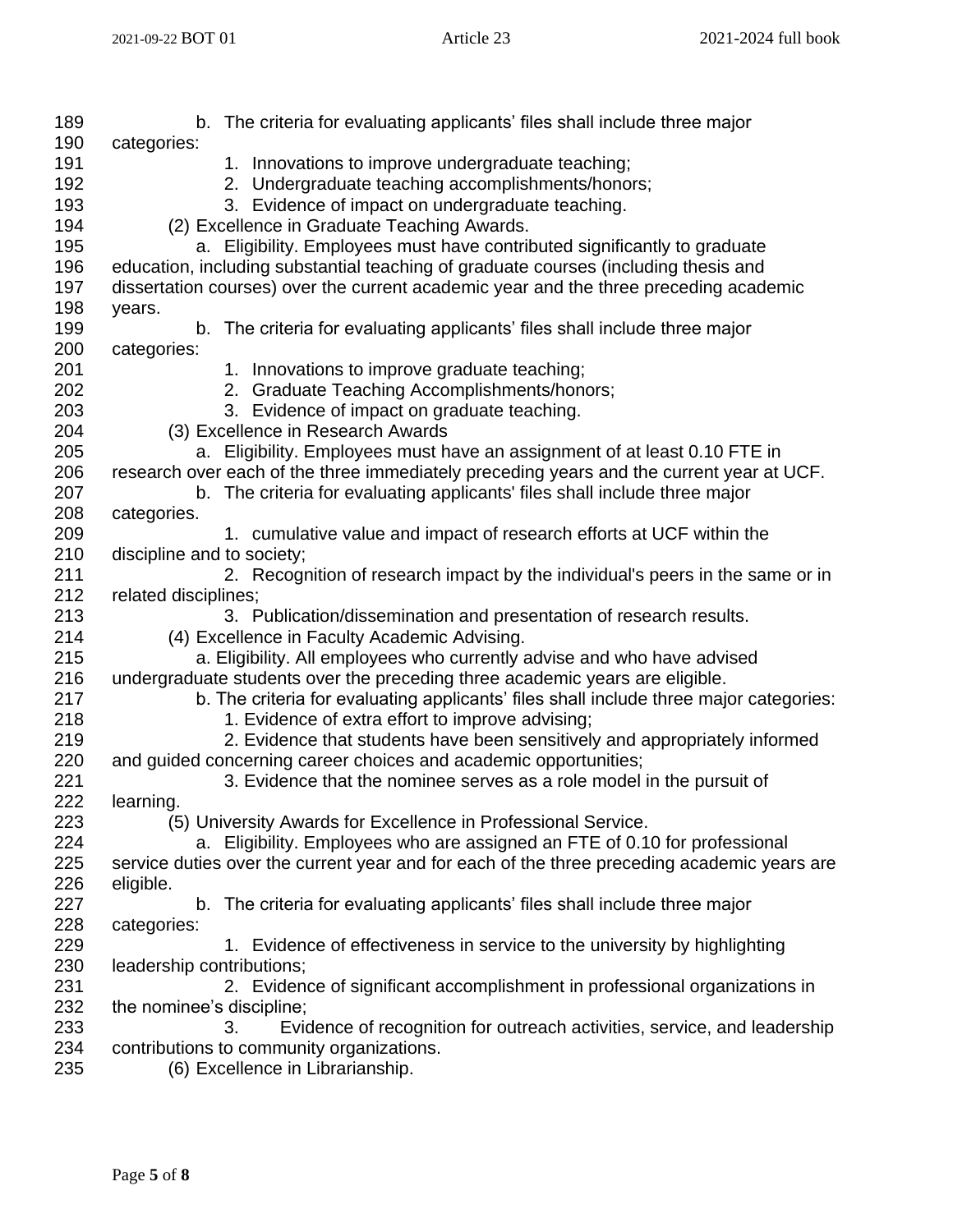b. The criteria for evaluating applicants' files shall include three major categories:

1. Innovations to improve undergraduate teaching;
2. Undergraduate teaching accomplishments/honors;
3. Evidence of impact on undergraduate teaching.

(2) Excellence in Graduate Teaching Awards.

a. Eligibility. Employees must have contributed significantly to graduate education, including substantial teaching of graduate courses (including thesis and dissertation courses) over the current academic year and the three preceding academic years.

b. The criteria for evaluating applicants' files shall include three major categories:

1. Innovations to improve graduate teaching;
2. Graduate Teaching Accomplishments/honors;
3. Evidence of impact on graduate teaching.

(3) Excellence in Research Awards

a. Eligibility. Employees must have an assignment of at least 0.10 FTE in research over each of the three immediately preceding years and the current year at UCF.

b. The criteria for evaluating applicants' files shall include three major categories.

1. cumulative value and impact of research efforts at UCF within the discipline and to society;
2. Recognition of research impact by the individual's peers in the same or in related disciplines;
3. Publication/dissemination and presentation of research results.

(4) Excellence in Faculty Academic Advising.

a. Eligibility. All employees who currently advise and who have advised undergraduate students over the preceding three academic years are eligible.

b. The criteria for evaluating applicants' files shall include three major categories:

1. Evidence of extra effort to improve advising;
2. Evidence that students have been sensitively and appropriately informed and guided concerning career choices and academic opportunities;
3. Evidence that the nominee serves as a role model in the pursuit of learning.

(5) University Awards for Excellence in Professional Service.

a. Eligibility. Employees who are assigned an FTE of 0.10 for professional service duties over the current year and for each of the three preceding academic years are eligible.

b. The criteria for evaluating applicants' files shall include three major categories:

1. Evidence of effectiveness in service to the university by highlighting leadership contributions;
2. Evidence of significant accomplishment in professional organizations in the nominee's discipline;
3. Evidence of recognition for outreach activities, service, and leadership contributions to community organizations.

(6) Excellence in Librarianship.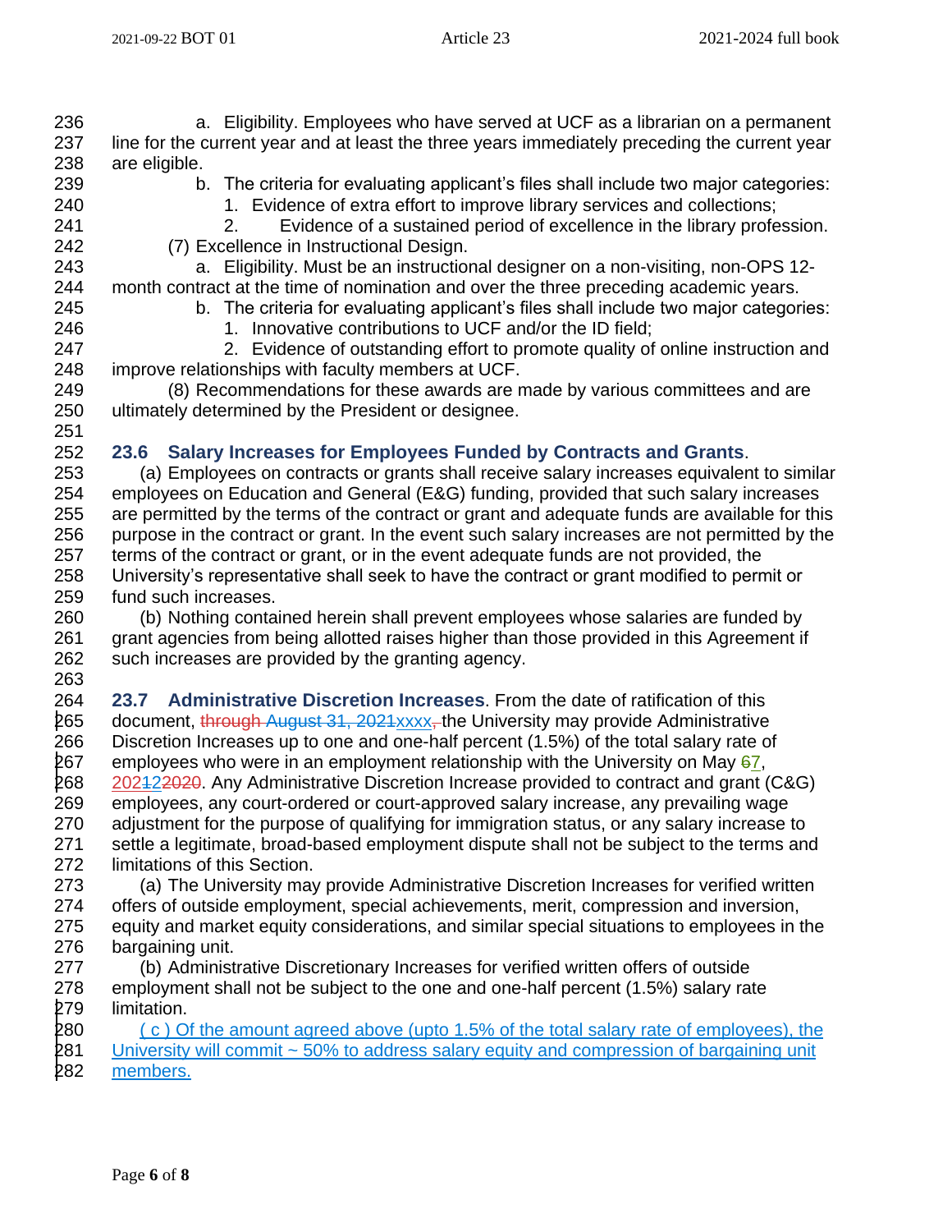a. Eligibility. Employees who have served at UCF as a librarian on a permanent line for the current year and at least the three years immediately preceding the current year are eligible.

b. The criteria for evaluating applicant's files shall include two major categories:

1. Evidence of extra effort to improve library services and collections;
2. Evidence of a sustained period of excellence in the library profession.

(7) Excellence in Instructional Design.

a. Eligibility. Must be an instructional designer on a non-visiting, non-OPS 12-month contract at the time of nomination and over the three preceding academic years.

b. The criteria for evaluating applicant's files shall include two major categories:

1. Innovative contributions to UCF and/or the ID field;
2. Evidence of outstanding effort to promote quality of online instruction and improve relationships with faculty members at UCF.

(8) Recommendations for these awards are made by various committees and are ultimately determined by the President or designee.

## 23.6 Salary Increases for Employees Funded by Contracts and Grants.

(a) Employees on contracts or grants shall receive salary increases equivalent to similar employees on Education and General (E&G) funding, provided that such salary increases are permitted by the terms of the contract or grant and adequate funds are available for this purpose in the contract or grant. In the event such salary increases are not permitted by the terms of the contract or grant, or in the event adequate funds are not provided, the University's representative shall seek to have the contract or grant modified to permit or fund such increases.

(b) Nothing contained herein shall prevent employees whose salaries are funded by grant agencies from being allotted raises higher than those provided in this Agreement if such increases are provided by the granting agency.

## 23.7 Administrative Discretion Increases.

From the date of ratification of this document, ~~through August 31, 2021~~xxxx~~,~~ the University may provide Administrative Discretion Increases up to one and one-half percent (1.5%) of the total salary rate of employees who were in an employment relationship with the University on May ~~6~~7, 202~~1~~2~~2020~~. Any Administrative Discretion Increase provided to contract and grant (C&G) employees, any court-ordered or court-approved salary increase, any prevailing wage adjustment for the purpose of qualifying for immigration status, or any salary increase to settle a legitimate, broad-based employment dispute shall not be subject to the terms and limitations of this Section.

(a) The University may provide Administrative Discretion Increases for verified written offers of outside employment, special achievements, merit, compression and inversion, equity and market equity considerations, and similar special situations to employees in the bargaining unit.

(b) Administrative Discretionary Increases for verified written offers of outside employment shall not be subject to the one and one-half percent (1.5%) salary rate limitation.

( c ) Of the amount agreed above (upto 1.5% of the total salary rate of employees), the University will commit ~ 50% to address salary equity and compression of bargaining unit members.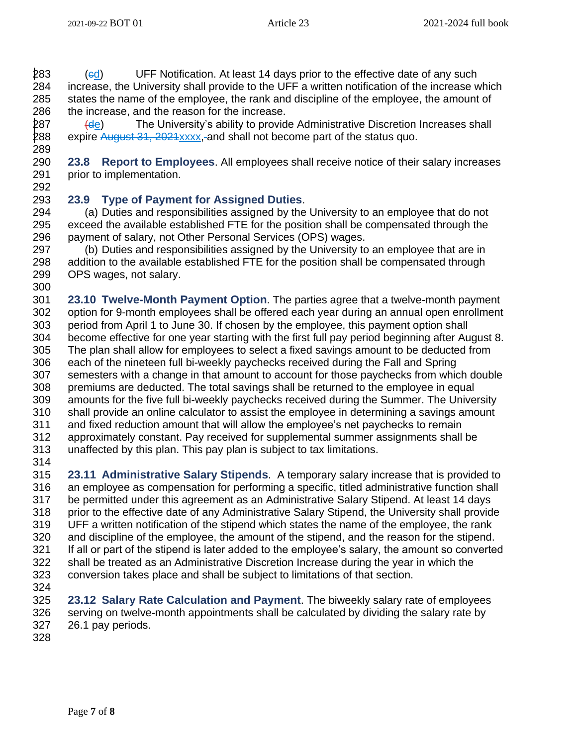(~~c~~d) UFF Notification. At least 14 days prior to the effective date of any such increase, the University shall provide to the UFF a written notification of the increase which states the name of the employee, the rank and discipline of the employee, the amount of the increase, and the reason for the increase.

(~~d~~e) The University's ability to provide Administrative Discretion Increases shall expire ~~August 31, 2021~~xxxx, and shall not become part of the status quo.

**23.8 Report to Employees**. All employees shall receive notice of their salary increases prior to implementation.

**23.9 Type of Payment for Assigned Duties**.

(a) Duties and responsibilities assigned by the University to an employee that do not exceed the available established FTE for the position shall be compensated through the payment of salary, not Other Personal Services (OPS) wages.

(b) Duties and responsibilities assigned by the University to an employee that are in addition to the available established FTE for the position shall be compensated through OPS wages, not salary.

**23.10 Twelve-Month Payment Option**. The parties agree that a twelve-month payment option for 9-month employees shall be offered each year during an annual open enrollment period from April 1 to June 30. If chosen by the employee, this payment option shall become effective for one year starting with the first full pay period beginning after August 8. The plan shall allow for employees to select a fixed savings amount to be deducted from each of the nineteen full bi-weekly paychecks received during the Fall and Spring semesters with a change in that amount to account for those paychecks from which double premiums are deducted. The total savings shall be returned to the employee in equal amounts for the five full bi-weekly paychecks received during the Summer. The University shall provide an online calculator to assist the employee in determining a savings amount and fixed reduction amount that will allow the employee's net paychecks to remain approximately constant. Pay received for supplemental summer assignments shall be unaffected by this plan. This pay plan is subject to tax limitations.

**23.11 Administrative Salary Stipends**. A temporary salary increase that is provided to an employee as compensation for performing a specific, titled administrative function shall be permitted under this agreement as an Administrative Salary Stipend. At least 14 days prior to the effective date of any Administrative Salary Stipend, the University shall provide UFF a written notification of the stipend which states the name of the employee, the rank and discipline of the employee, the amount of the stipend, and the reason for the stipend. If all or part of the stipend is later added to the employee's salary, the amount so converted shall be treated as an Administrative Discretion Increase during the year in which the conversion takes place and shall be subject to limitations of that section.

**23.12 Salary Rate Calculation and Payment**. The biweekly salary rate of employees serving on twelve-month appointments shall be calculated by dividing the salary rate by 26.1 pay periods.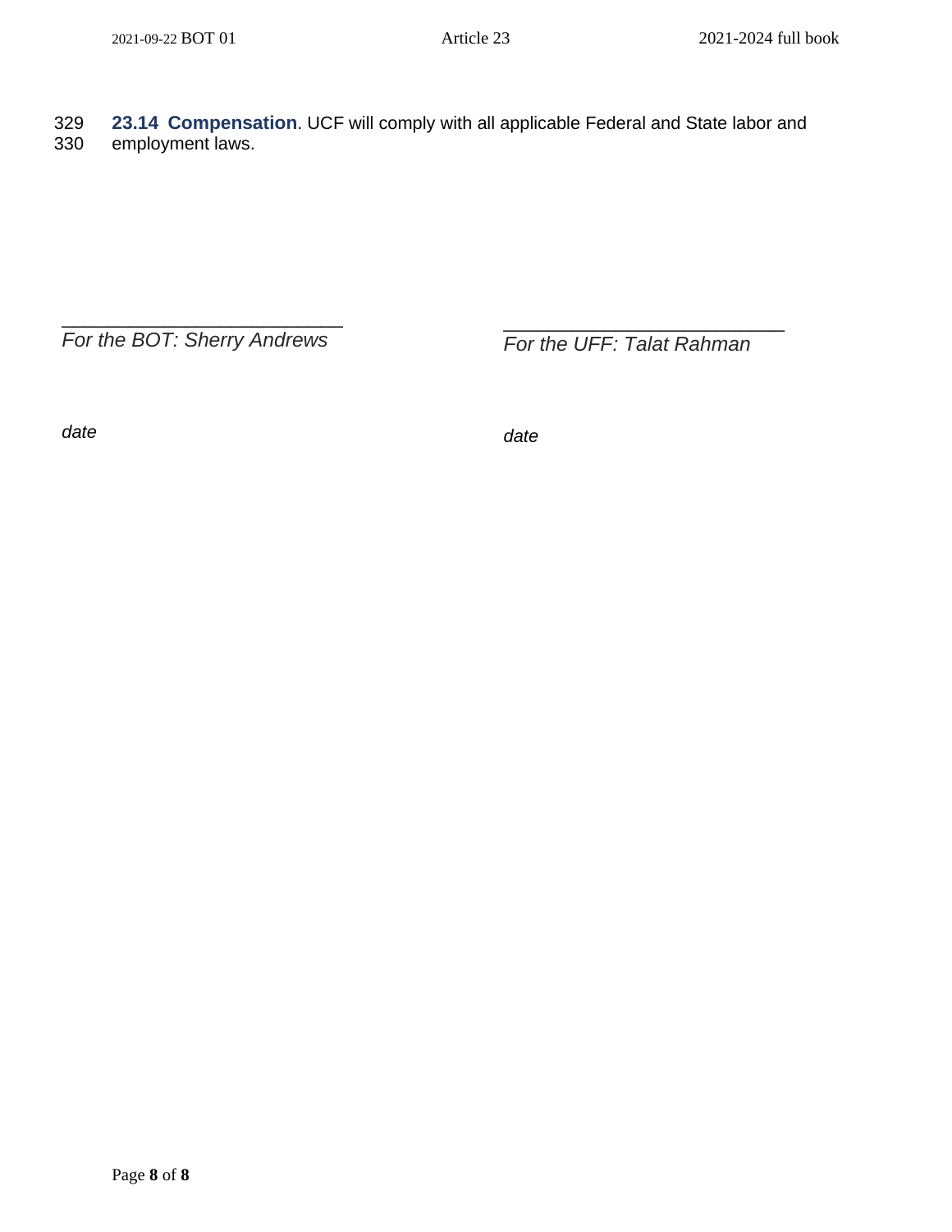329 **23.14 Compensation**. UCF will comply with all applicable Federal and State labor and
330 employment laws.

\_\_\_\_\_\_\_\_\_\_\_\_\_\_\_\_\_\_\_\_\_\_\_\_\_\_\_\_
*For the BOT: Sherry Andrews*

*date*

\_\_\_\_\_\_\_\_\_\_\_\_\_\_\_\_\_\_\_\_\_\_\_\_\_\_\_\_
*For the UFF: Talat Rahman*

*date*